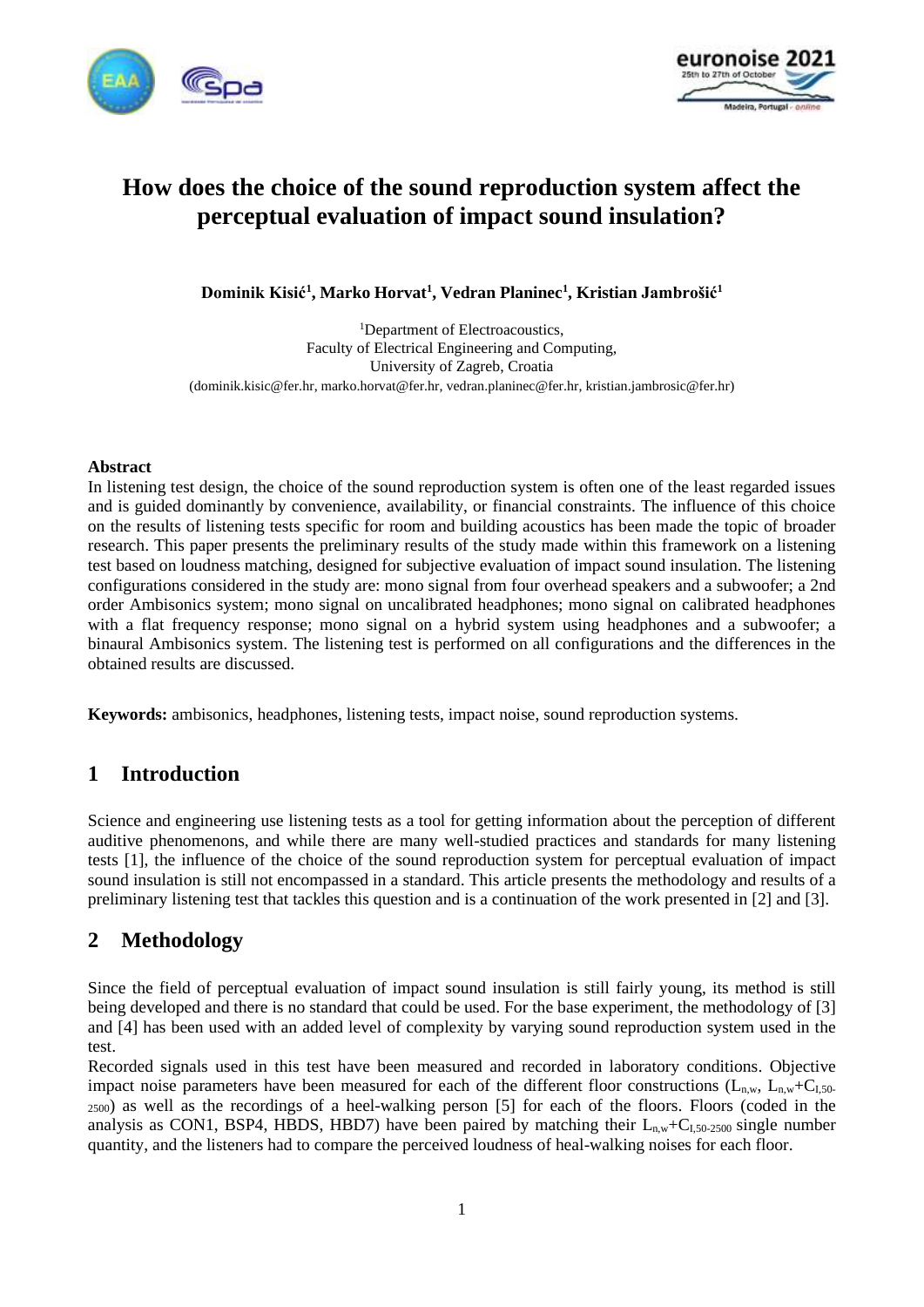# How does the choice of the sound reproduction system affect the perceptual evaluation of impact sound insulation?

**Dominik Kisić[1], Marko Horvat[1], Vedran Planinec[1], Kristian Jambrošić[1]**

[1]Department of Electroacoustics,
Faculty of Electrical Engineering and Computing,
University of Zagreb, Croatia
(dominik.kisic@fer.hr, marko.horvat@fer.hr, vedran.planinec@fer.hr, kristian.jambrosic@fer.hr)

**Abstract**

In listening test design, the choice of the sound reproduction system is often one of the least regarded issues and is guided dominantly by convenience, availability, or financial constraints. The influence of this choice on the results of listening tests specific for room and building acoustics has been made the topic of broader research. This paper presents the preliminary results of the study made within this framework on a listening test based on loudness matching, designed for subjective evaluation of impact sound insulation. The listening configurations considered in the study are: mono signal from four overhead speakers and a subwoofer; a 2nd order Ambisonics system; mono signal on uncalibrated headphones; mono signal on calibrated headphones with a flat frequency response; mono signal on a hybrid system using headphones and a subwoofer; a binaural Ambisonics system. The listening test is performed on all configurations and the differences in the obtained results are discussed.

**Keywords:** ambisonics, headphones, listening tests, impact noise, sound reproduction systems.

## 1 Introduction

Science and engineering use listening tests as a tool for getting information about the perception of different auditive phenomenons, and while there are many well-studied practices and standards for many listening tests [1], the influence of the choice of the sound reproduction system for perceptual evaluation of impact sound insulation is still not encompassed in a standard. This article presents the methodology and results of a preliminary listening test that tackles this question and is a continuation of the work presented in [2] and [3].

## 2 Methodology

Since the field of perceptual evaluation of impact sound insulation is still fairly young, its method is still being developed and there is no standard that could be used. For the base experiment, the methodology of [3] and [4] has been used with an added level of complexity by varying sound reproduction system used in the test.

Recorded signals used in this test have been measured and recorded in laboratory conditions. Objective impact noise parameters have been measured for each of the different floor constructions ($L_{n,w}$, $L_{n,w}+C_{I,50\text{-}2500}$) as well as the recordings of a heel-walking person [5] for each of the floors. Floors (coded in the analysis as CON1, BSP4, HBDS, HBD7) have been paired by matching their $L_{n,w}+C_{I,50\text{-}2500}$ single number quantity, and the listeners had to compare the perceived loudness of heal-walking noises for each floor.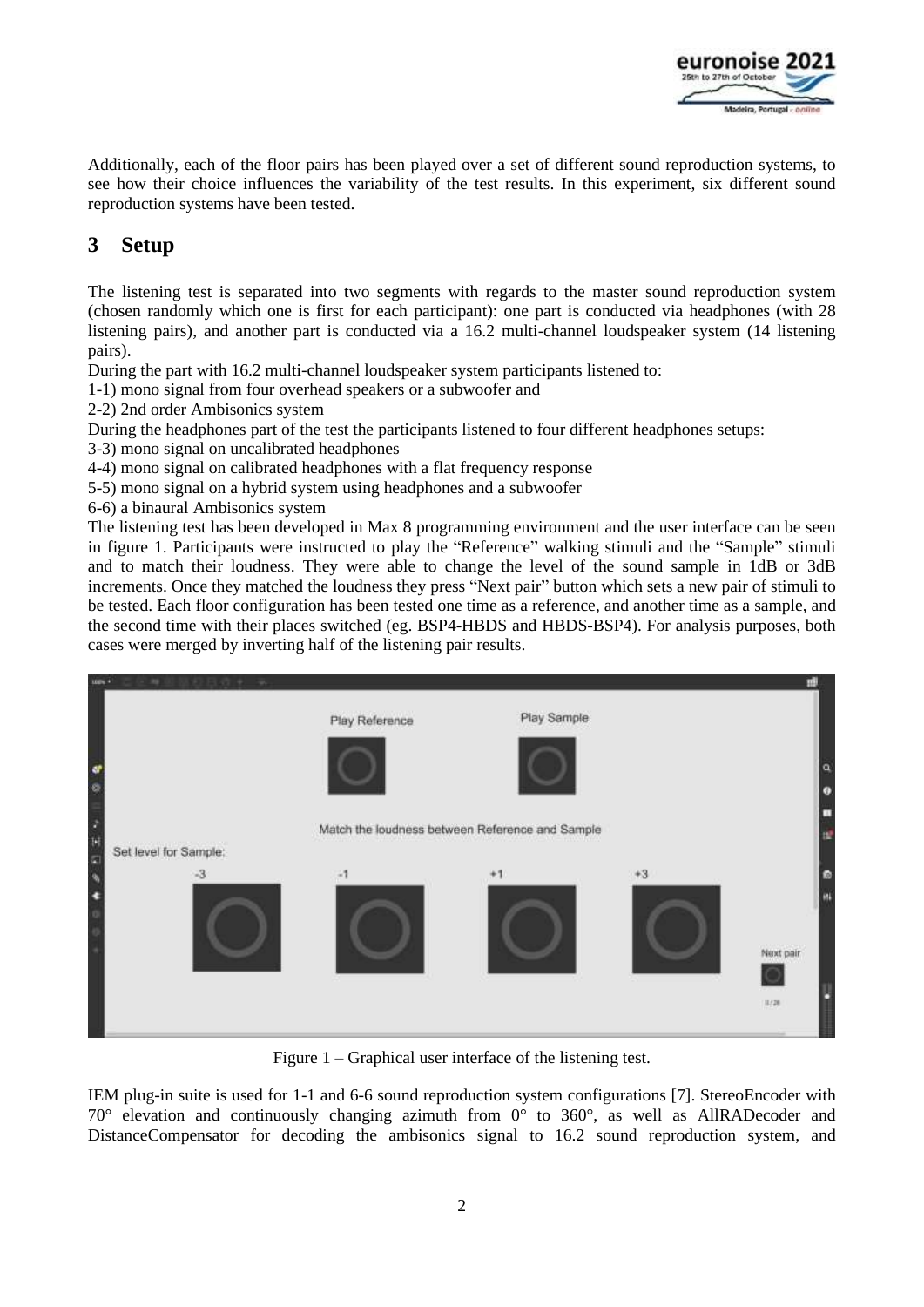Additionally, each of the floor pairs has been played over a set of different sound reproduction systems, to see how their choice influences the variability of the test results. In this experiment, six different sound reproduction systems have been tested.

## 3 Setup

The listening test is separated into two segments with regards to the master sound reproduction system (chosen randomly which one is first for each participant): one part is conducted via headphones (with 28 listening pairs), and another part is conducted via a 16.2 multi-channel loudspeaker system (14 listening pairs).

During the part with 16.2 multi-channel loudspeaker system participants listened to:

1-1) mono signal from four overhead speakers or a subwoofer and

2-2) 2nd order Ambisonics system

During the headphones part of the test the participants listened to four different headphones setups:

3-3) mono signal on uncalibrated headphones

4-4) mono signal on calibrated headphones with a flat frequency response

5-5) mono signal on a hybrid system using headphones and a subwoofer

6-6) a binaural Ambisonics system

The listening test has been developed in Max 8 programming environment and the user interface can be seen in figure 1. Participants were instructed to play the "Reference" walking stimuli and the "Sample" stimuli and to match their loudness. They were able to change the level of the sound sample in 1dB or 3dB increments. Once they matched the loudness they press "Next pair" button which sets a new pair of stimuli to be tested. Each floor configuration has been tested one time as a reference, and another time as a sample, and the second time with their places switched (eg. BSP4-HBDS and HBDS-BSP4). For analysis purposes, both cases were merged by inverting half of the listening pair results.

Figure 1 – Graphical user interface of the listening test.

IEM plug-in suite is used for 1-1 and 6-6 sound reproduction system configurations [7]. StereoEncoder with 70° elevation and continuously changing azimuth from 0° to 360°, as well as AllRADecoder and DistanceCompensator for decoding the ambisonics signal to 16.2 sound reproduction system, and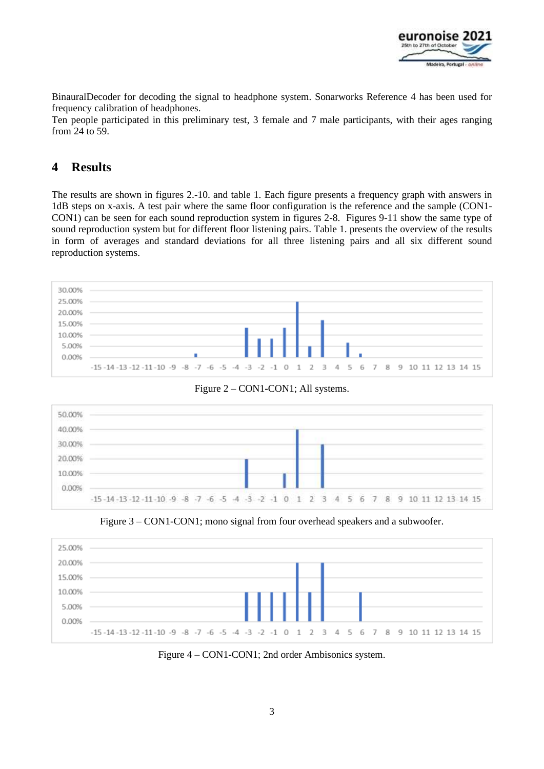BinauralDecoder for decoding the signal to headphone system. Sonarworks Reference 4 has been used for frequency calibration of headphones.

Ten people participated in this preliminary test, 3 female and 7 male participants, with their ages ranging from 24 to 59.

## 4 Results

The results are shown in figures 2.-10. and table 1. Each figure presents a frequency graph with answers in 1dB steps on x-axis. A test pair where the same floor configuration is the reference and the sample (CON1-CON1) can be seen for each sound reproduction system in figures 2-8. Figures 9-11 show the same type of sound reproduction system but for different floor listening pairs. Table 1. presents the overview of the results in form of averages and standard deviations for all three listening pairs and all six different sound reproduction systems.

Figure 2 – CON1-CON1; All systems.

Figure 3 – CON1-CON1; mono signal from four overhead speakers and a subwoofer.

Figure 4 – CON1-CON1; 2nd order Ambisonics system.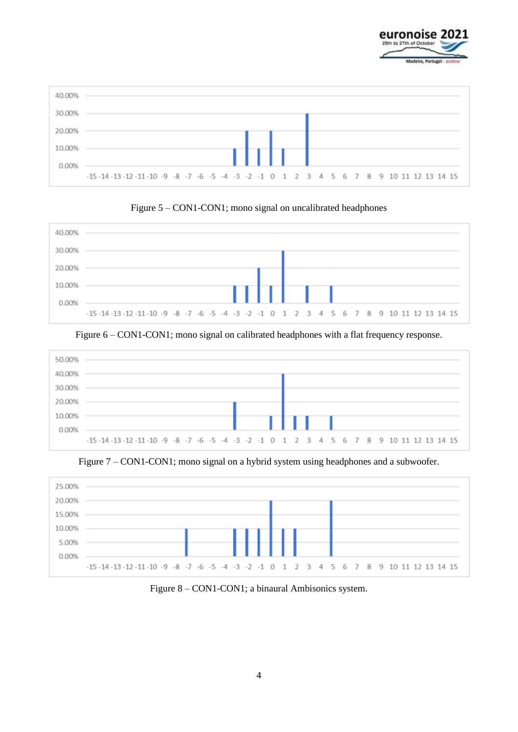Figure 5 – CON1-CON1; mono signal on uncalibrated headphones

Figure 6 – CON1-CON1; mono signal on calibrated headphones with a flat frequency response.

Figure 7 – CON1-CON1; mono signal on a hybrid system using headphones and a subwoofer.

Figure 8 – CON1-CON1; a binaural Ambisonics system.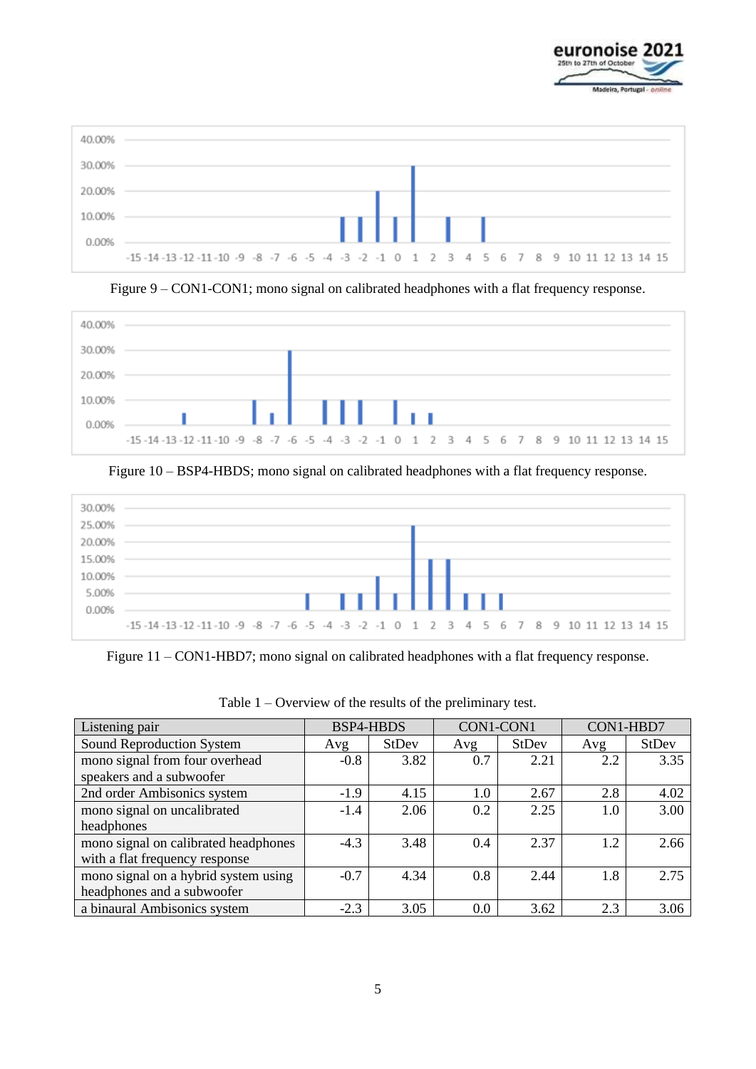Figure 9 – CON1-CON1; mono signal on calibrated headphones with a flat frequency response.

Figure 10 – BSP4-HBDS; mono signal on calibrated headphones with a flat frequency response.

Figure 11 – CON1-HBD7; mono signal on calibrated headphones with a flat frequency response.

Table 1 – Overview of the results of the preliminary test.

| Listening pair | BSP4-HBDS | | CON1-CON1 | | CON1-HBD7 | |
|---|---|---|---|---|---|---|
| Sound Reproduction System | Avg | StDev | Avg | StDev | Avg | StDev |
| mono signal from four overhead speakers and a subwoofer | -0.8 | 3.82 | 0.7 | 2.21 | 2.2 | 3.35 |
| 2nd order Ambisonics system | -1.9 | 4.15 | 1.0 | 2.67 | 2.8 | 4.02 |
| mono signal on uncalibrated headphones | -1.4 | 2.06 | 0.2 | 2.25 | 1.0 | 3.00 |
| mono signal on calibrated headphones with a flat frequency response | -4.3 | 3.48 | 0.4 | 2.37 | 1.2 | 2.66 |
| mono signal on a hybrid system using headphones and a subwoofer | -0.7 | 4.34 | 0.8 | 2.44 | 1.8 | 2.75 |
| a binaural Ambisonics system | -2.3 | 3.05 | 0.0 | 3.62 | 2.3 | 3.06 |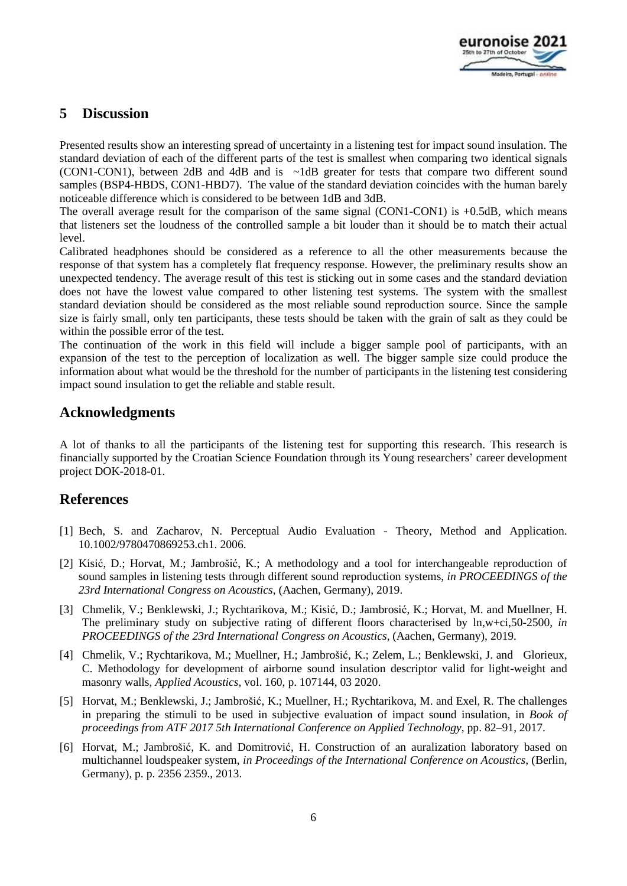## 5 Discussion

Presented results show an interesting spread of uncertainty in a listening test for impact sound insulation. The standard deviation of each of the different parts of the test is smallest when comparing two identical signals (CON1-CON1), between 2dB and 4dB and is ~1dB greater for tests that compare two different sound samples (BSP4-HBDS, CON1-HBD7). The value of the standard deviation coincides with the human barely noticeable difference which is considered to be between 1dB and 3dB.

The overall average result for the comparison of the same signal (CON1-CON1) is +0.5dB, which means that listeners set the loudness of the controlled sample a bit louder than it should be to match their actual level.

Calibrated headphones should be considered as a reference to all the other measurements because the response of that system has a completely flat frequency response. However, the preliminary results show an unexpected tendency. The average result of this test is sticking out in some cases and the standard deviation does not have the lowest value compared to other listening test systems. The system with the smallest standard deviation should be considered as the most reliable sound reproduction source. Since the sample size is fairly small, only ten participants, these tests should be taken with the grain of salt as they could be within the possible error of the test.

The continuation of the work in this field will include a bigger sample pool of participants, with an expansion of the test to the perception of localization as well. The bigger sample size could produce the information about what would be the threshold for the number of participants in the listening test considering impact sound insulation to get the reliable and stable result.

## Acknowledgments

A lot of thanks to all the participants of the listening test for supporting this research. This research is financially supported by the Croatian Science Foundation through its Young researchers' career development project DOK-2018-01.

## References

[1] Bech, S. and Zacharov, N. Perceptual Audio Evaluation - Theory, Method and Application. 10.1002/9780470869253.ch1. 2006.

[2] Kisić, D.; Horvat, M.; Jambrošić, K.; A methodology and a tool for interchangeable reproduction of sound samples in listening tests through different sound reproduction systems, *in PROCEEDINGS of the 23rd International Congress on Acoustics*, (Aachen, Germany), 2019.

[3] Chmelik, V.; Benklewski, J.; Rychtarikova, M.; Kisić, D.; Jambrosić, K.; Horvat, M. and Muellner, H. The preliminary study on subjective rating of different floors characterised by ln,w+ci,50-2500, *in PROCEEDINGS of the 23rd International Congress on Acoustics*, (Aachen, Germany), 2019.

[4] Chmelik, V.; Rychtarikova, M.; Muellner, H.; Jambrošić, K.; Zelem, L.; Benklewski, J. and Glorieux, C. Methodology for development of airborne sound insulation descriptor valid for light-weight and masonry walls, *Applied Acoustics*, vol. 160, p. 107144, 03 2020.

[5] Horvat, M.; Benklewski, J.; Jambrošić, K.; Muellner, H.; Rychtarikova, M. and Exel, R. The challenges in preparing the stimuli to be used in subjective evaluation of impact sound insulation, in *Book of proceedings from ATF 2017 5th International Conference on Applied Technology*, pp. 82–91, 2017.

[6] Horvat, M.; Jambrošić, K. and Domitrović, H. Construction of an auralization laboratory based on multichannel loudspeaker system, *in Proceedings of the International Conference on Acoustics*, (Berlin, Germany), p. p. 2356 2359., 2013.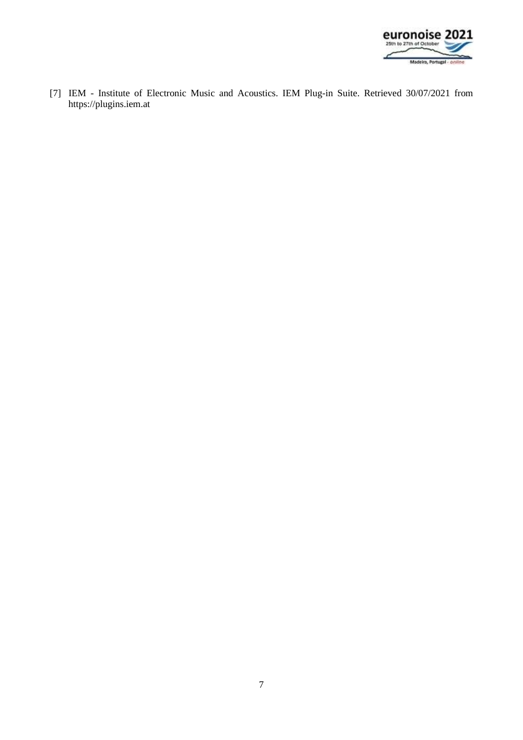[7] IEM - Institute of Electronic Music and Acoustics. IEM Plug-in Suite. Retrieved 30/07/2021 from https://plugins.iem.at